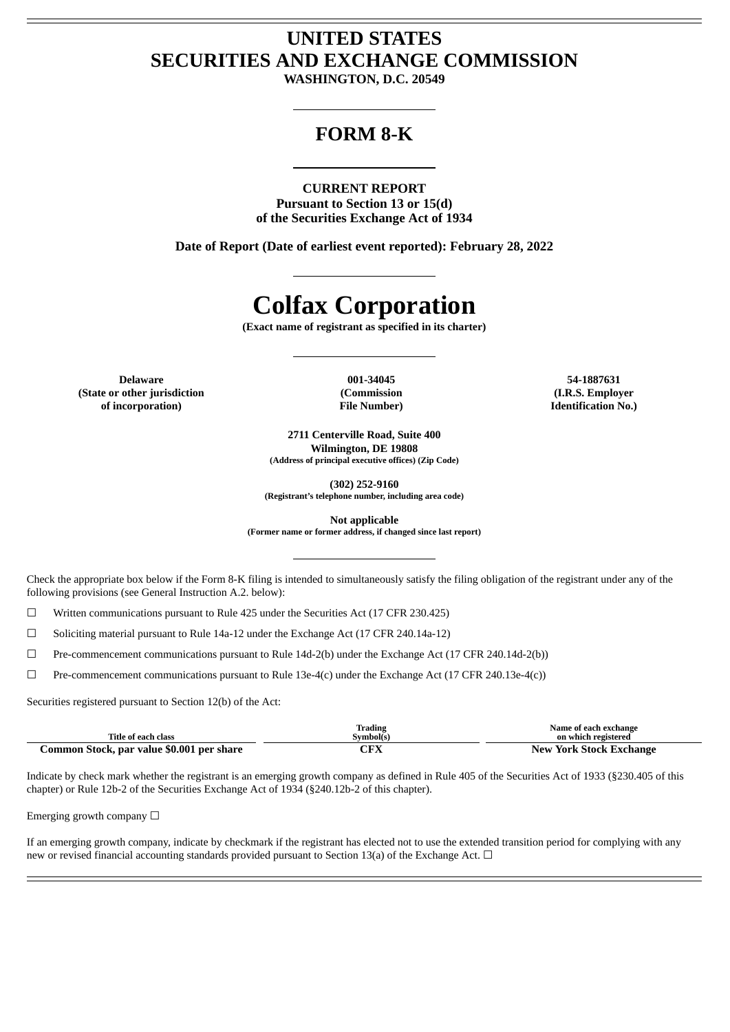# UNITED STATES
# SECURITIES AND EXCHANGE COMMISSION

**WASHINGTON, D.C. 20549**

## FORM 8-K

**CURRENT REPORT**
**Pursuant to Section 13 or 15(d)**
**of the Securities Exchange Act of 1934**

**Date of Report (Date of earliest event reported): February 28, 2022**

# Colfax Corporation

**(Exact name of registrant as specified in its charter)**

| Delaware | 001-34045 | 54-1887631 |
|---|---|---|
| (State or other jurisdiction of incorporation) | (Commission File Number) | (I.R.S. Employer Identification No.) |

**2711 Centerville Road, Suite 400**
**Wilmington, DE 19808**
**(Address of principal executive offices) (Zip Code)**

**(302) 252-9160**
**(Registrant's telephone number, including area code)**

**Not applicable**
**(Former name or former address, if changed since last report)**

Check the appropriate box below if the Form 8-K filing is intended to simultaneously satisfy the filing obligation of the registrant under any of the following provisions (see General Instruction A.2. below):

☐ Written communications pursuant to Rule 425 under the Securities Act (17 CFR 230.425)

☐ Soliciting material pursuant to Rule 14a-12 under the Exchange Act (17 CFR 240.14a-12)

☐ Pre-commencement communications pursuant to Rule 14d-2(b) under the Exchange Act (17 CFR 240.14d-2(b))

☐ Pre-commencement communications pursuant to Rule 13e-4(c) under the Exchange Act (17 CFR 240.13e-4(c))

Securities registered pursuant to Section 12(b) of the Act:

| Title of each class | Trading Symbol(s) | Name of each exchange on which registered |
|---|---|---|
| **Common Stock, par value $0.001 per share** | **CFX** | **New York Stock Exchange** |

Indicate by check mark whether the registrant is an emerging growth company as defined in Rule 405 of the Securities Act of 1933 (§230.405 of this chapter) or Rule 12b-2 of the Securities Exchange Act of 1934 (§240.12b-2 of this chapter).

Emerging growth company ☐

If an emerging growth company, indicate by checkmark if the registrant has elected not to use the extended transition period for complying with any new or revised financial accounting standards provided pursuant to Section 13(a) of the Exchange Act. ☐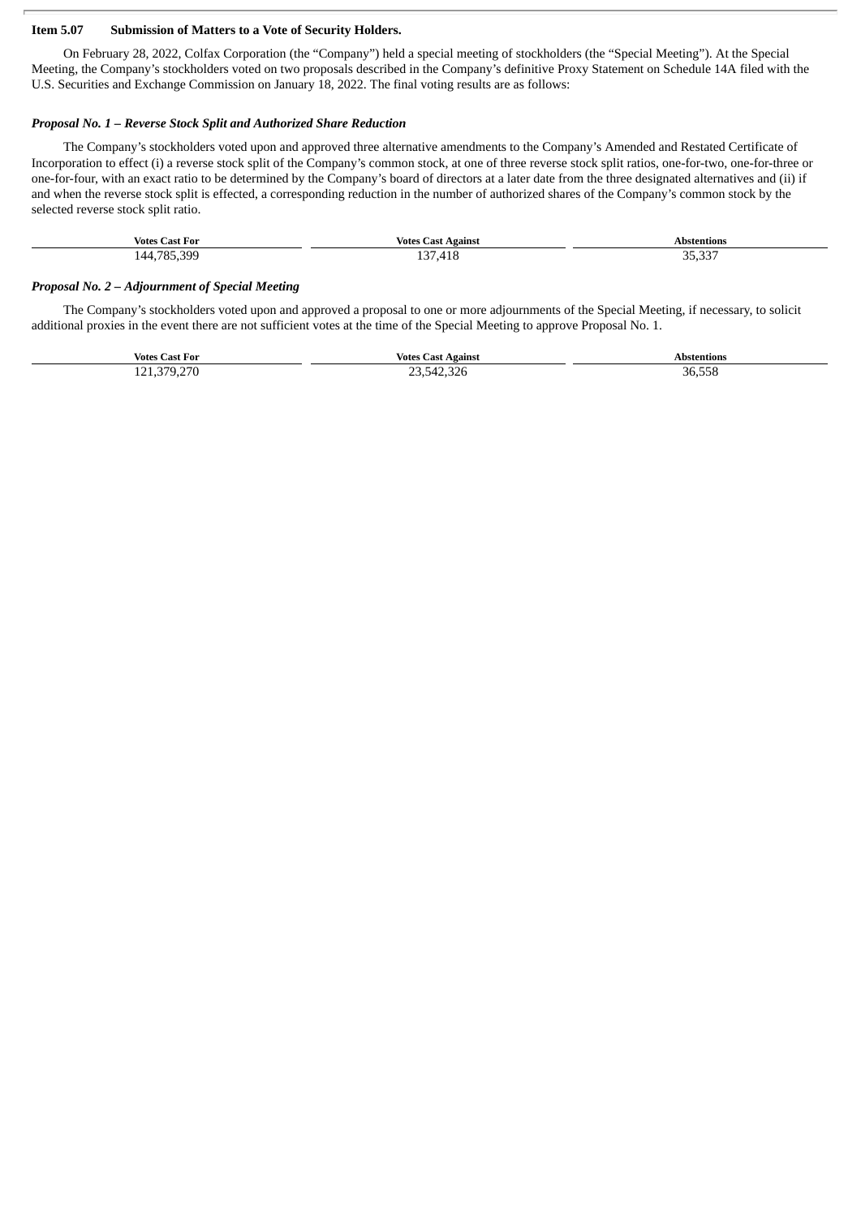**Item 5.07 Submission of Matters to a Vote of Security Holders.**

On February 28, 2022, Colfax Corporation (the "Company") held a special meeting of stockholders (the "Special Meeting"). At the Special Meeting, the Company's stockholders voted on two proposals described in the Company's definitive Proxy Statement on Schedule 14A filed with the U.S. Securities and Exchange Commission on January 18, 2022. The final voting results are as follows:

***Proposal No. 1 – Reverse Stock Split and Authorized Share Reduction***

The Company's stockholders voted upon and approved three alternative amendments to the Company's Amended and Restated Certificate of Incorporation to effect (i) a reverse stock split of the Company's common stock, at one of three reverse stock split ratios, one-for-two, one-for-three or one-for-four, with an exact ratio to be determined by the Company's board of directors at a later date from the three designated alternatives and (ii) if and when the reverse stock split is effected, a corresponding reduction in the number of authorized shares of the Company's common stock by the selected reverse stock split ratio.

| Votes Cast For | Votes Cast Against | Abstentions |
|---|---|---|
| 144,785,399 | 137,418 | 35,337 |

***Proposal No. 2 – Adjournment of Special Meeting***

The Company's stockholders voted upon and approved a proposal to one or more adjournments of the Special Meeting, if necessary, to solicit additional proxies in the event there are not sufficient votes at the time of the Special Meeting to approve Proposal No. 1.

| Votes Cast For | Votes Cast Against | Abstentions |
|---|---|---|
| 121,379,270 | 23,542,326 | 36,558 |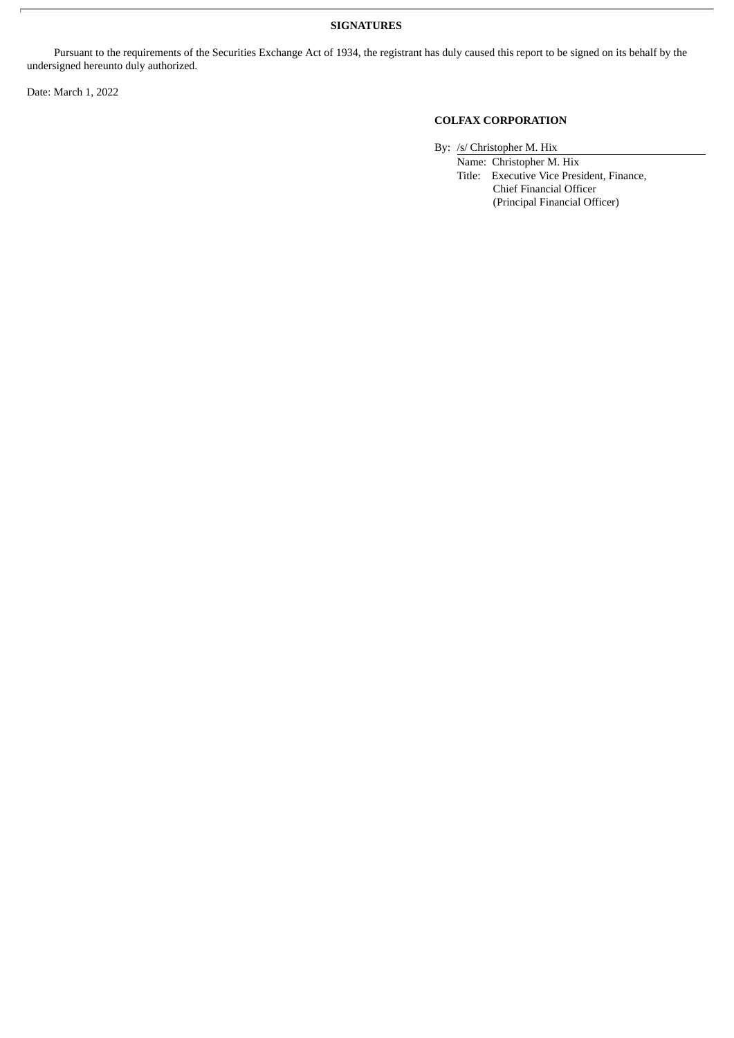## SIGNATURES

Pursuant to the requirements of the Securities Exchange Act of 1934, the registrant has duly caused this report to be signed on its behalf by the undersigned hereunto duly authorized.

Date: March 1, 2022

**COLFAX CORPORATION**

By: /s/ Christopher M. Hix

Name: Christopher M. Hix
Title: Executive Vice President, Finance,
Chief Financial Officer
(Principal Financial Officer)